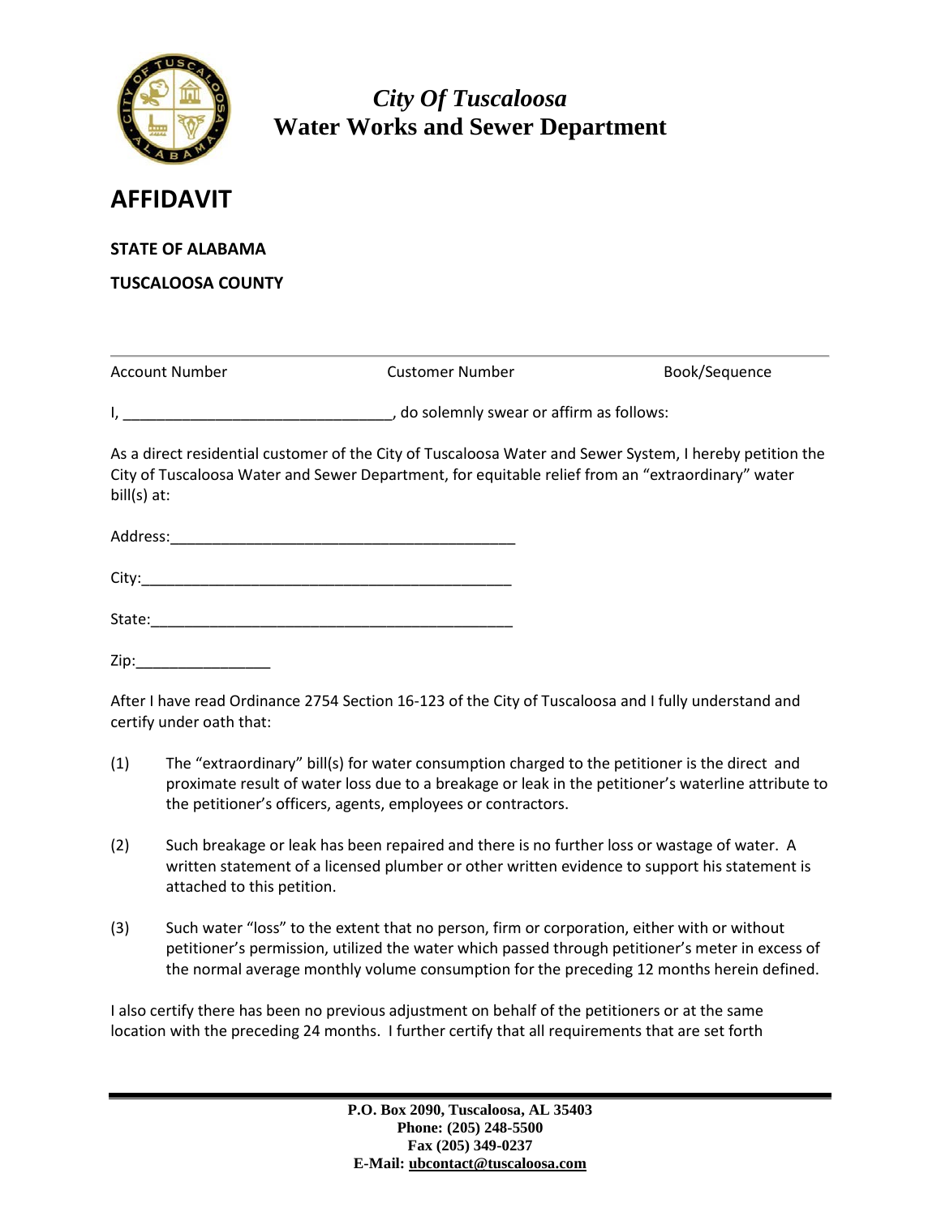*City Of Tuscaloosa*

**Water Works and Sewer Department**

# AFFIDAVIT

**STATE OF ALABAMA**

**TUSCALOOSA COUNTY**

| Account Number | Customer Number | Book/Sequence |
|---|---|---|

I, ________________________________, do solemnly swear or affirm as follows:

As a direct residential customer of the City of Tuscaloosa Water and Sewer System, I hereby petition the City of Tuscaloosa Water and Sewer Department, for equitable relief from an "extraordinary" water bill(s) at:

Address:___________________________________________

City:______________________________________________

State:_____________________________________________

Zip:________________

After I have read Ordinance 2754 Section 16-123 of the City of Tuscaloosa and I fully understand and certify under oath that:

(1) The "extraordinary" bill(s) for water consumption charged to the petitioner is the direct and proximate result of water loss due to a breakage or leak in the petitioner's waterline attribute to the petitioner's officers, agents, employees or contractors.

(2) Such breakage or leak has been repaired and there is no further loss or wastage of water. A written statement of a licensed plumber or other written evidence to support his statement is attached to this petition.

(3) Such water "loss" to the extent that no person, firm or corporation, either with or without petitioner's permission, utilized the water which passed through petitioner's meter in excess of the normal average monthly volume consumption for the preceding 12 months herein defined.

I also certify there has been no previous adjustment on behalf of the petitioners or at the same location with the preceding 24 months. I further certify that all requirements that are set forth

**P.O. Box 2090, Tuscaloosa, AL 35403**
**Phone: (205) 248-5500**
**Fax (205) 349-0237**
**E-Mail: ubcontact@tuscaloosa.com**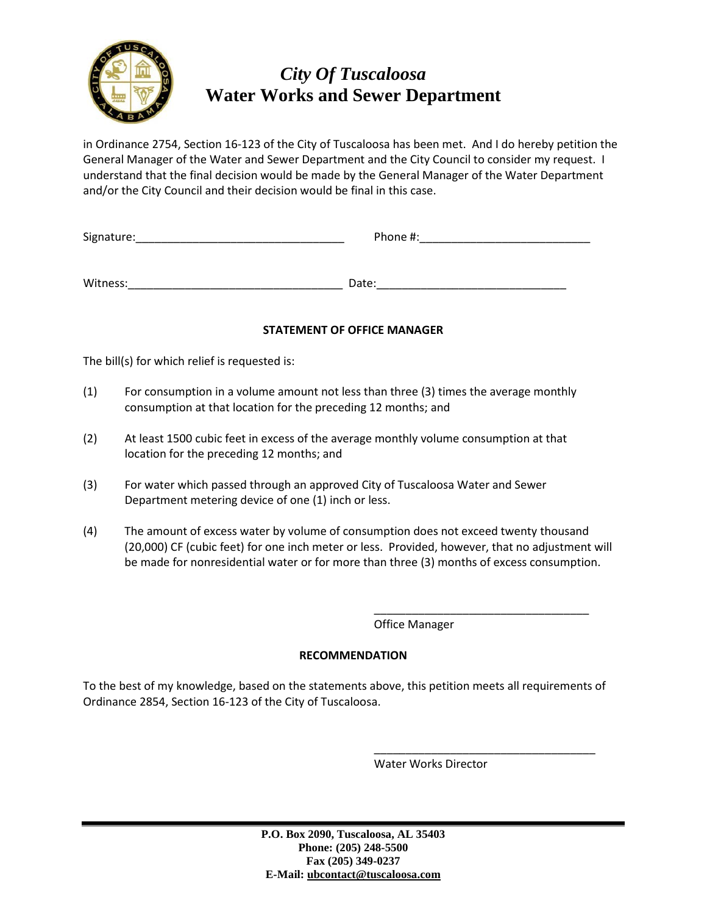# *City Of Tuscaloosa*
# Water Works and Sewer Department

in Ordinance 2754, Section 16-123 of the City of Tuscaloosa has been met. And I do hereby petition the General Manager of the Water and Sewer Department and the City Council to consider my request. I understand that the final decision would be made by the General Manager of the Water Department and/or the City Council and their decision would be final in this case.

Signature:________________________________ Phone #:__________________________

Witness:_________________________________ Date:_____________________________

**STATEMENT OF OFFICE MANAGER**

The bill(s) for which relief is requested is:

(1) For consumption in a volume amount not less than three (3) times the average monthly consumption at that location for the preceding 12 months; and

(2) At least 1500 cubic feet in excess of the average monthly volume consumption at that location for the preceding 12 months; and

(3) For water which passed through an approved City of Tuscaloosa Water and Sewer Department metering device of one (1) inch or less.

(4) The amount of excess water by volume of consumption does not exceed twenty thousand (20,000) CF (cubic feet) for one inch meter or less. Provided, however, that no adjustment will be made for nonresidential water or for more than three (3) months of excess consumption.

__________________________________
Office Manager

**RECOMMENDATION**

To the best of my knowledge, based on the statements above, this petition meets all requirements of Ordinance 2854, Section 16-123 of the City of Tuscaloosa.

__________________________________
Water Works Director

**P.O. Box 2090, Tuscaloosa, AL 35403**
**Phone: (205) 248-5500**
**Fax (205) 349-0237**
**E-Mail: ubcontact@tuscaloosa.com**